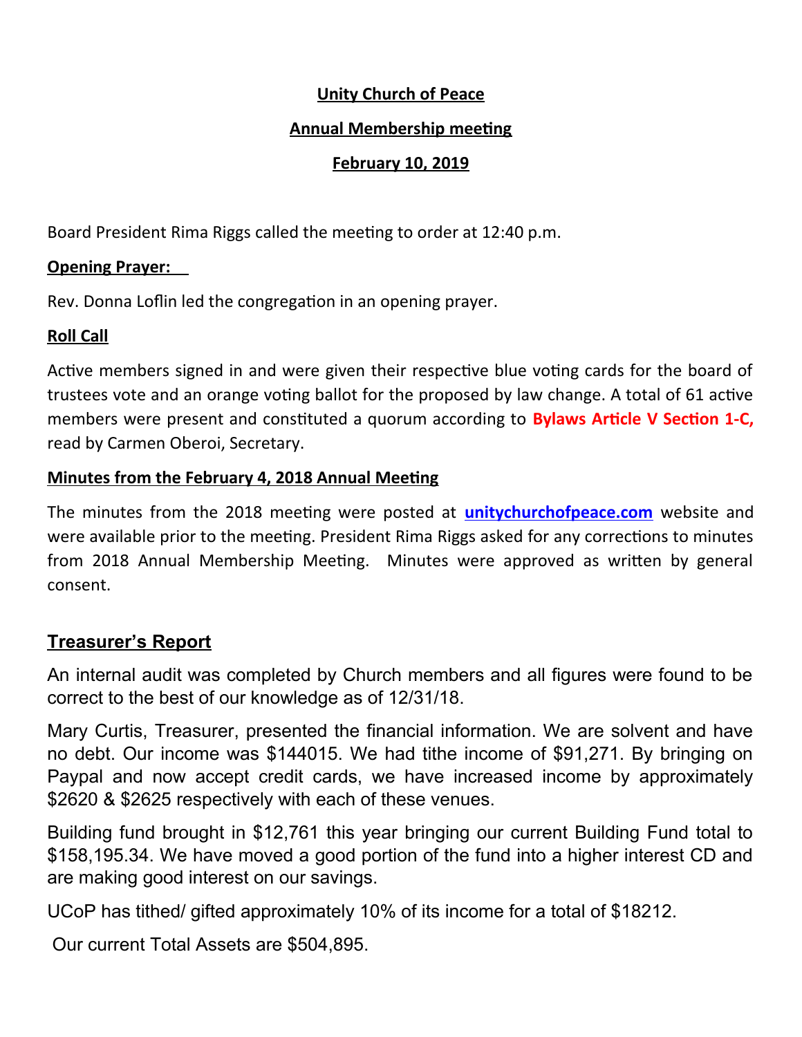**Unity Church of Peace**

**Annual Membership meeting**

**February 10, 2019**

Board President Rima Riggs called the meeting to order at 12:40 p.m.

**Opening Prayer:**

Rev. Donna Loflin led the congregation in an opening prayer.

**Roll Call**

Active members signed in and were given their respective blue voting cards for the board of trustees vote and an orange voting ballot for the proposed by law change. A total of 61 active members were present and constituted a quorum according to **Bylaws Article V Section 1-C,** read by Carmen Oberoi, Secretary.

**Minutes from the February 4, 2018 Annual Meeting**

The minutes from the 2018 meeting were posted at **unitychurchofpeace.com** website and were available prior to the meeting. President Rima Riggs asked for any corrections to minutes from 2018 Annual Membership Meeting. Minutes were approved as written by general consent.

**Treasurer's Report**

An internal audit was completed by Church members and all figures were found to be correct to the best of our knowledge as of 12/31/18.

Mary Curtis, Treasurer, presented the financial information. We are solvent and have no debt. Our income was $144015. We had tithe income of $91,271. By bringing on Paypal and now accept credit cards, we have increased income by approximately $2620 & $2625 respectively with each of these venues.

Building fund brought in $12,761 this year bringing our current Building Fund total to $158,195.34. We have moved a good portion of the fund into a higher interest CD and are making good interest on our savings.

UCoP has tithed/ gifted approximately 10% of its income for a total of $18212.

Our current Total Assets are $504,895.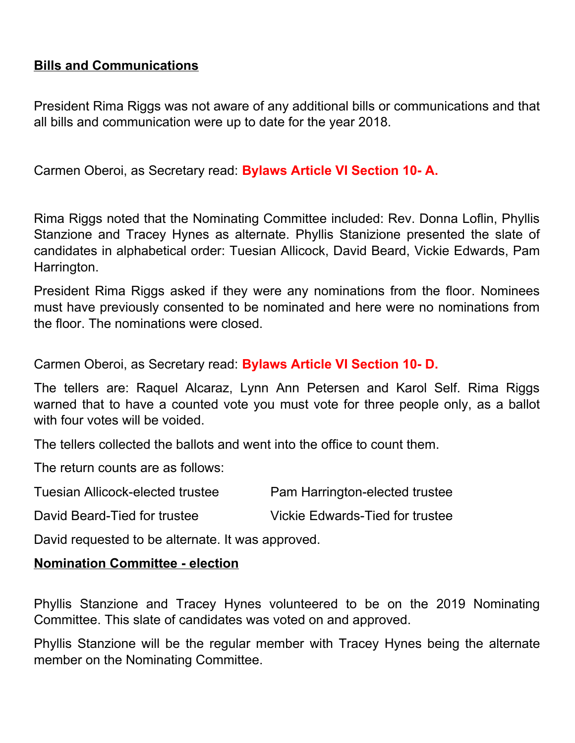**Bills and Communications**

President Rima Riggs was not aware of any additional bills or communications and that all bills and communication were up to date for the year 2018.

Carmen Oberoi, as Secretary read: **Bylaws Article VI Section 10- A.**

Rima Riggs noted that the Nominating Committee included: Rev. Donna Loflin, Phyllis Stanzione and Tracey Hynes as alternate. Phyllis Stanizione presented the slate of candidates in alphabetical order: Tuesian Allicock, David Beard, Vickie Edwards, Pam Harrington.

President Rima Riggs asked if they were any nominations from the floor. Nominees must have previously consented to be nominated and here were no nominations from the floor. The nominations were closed.

Carmen Oberoi, as Secretary read: **Bylaws Article VI Section 10- D.**

The tellers are: Raquel Alcaraz, Lynn Ann Petersen and Karol Self. Rima Riggs warned that to have a counted vote you must vote for three people only, as a ballot with four votes will be voided.

The tellers collected the ballots and went into the office to count them.

The return counts are as follows:

Tuesian Allicock-elected trustee

Pam Harrington-elected trustee

David Beard-Tied for trustee

Vickie Edwards-Tied for trustee

David requested to be alternate. It was approved.

**Nomination Committee - election**

Phyllis Stanzione and Tracey Hynes volunteered to be on the 2019 Nominating Committee. This slate of candidates was voted on and approved.

Phyllis Stanzione will be the regular member with Tracey Hynes being the alternate member on the Nominating Committee.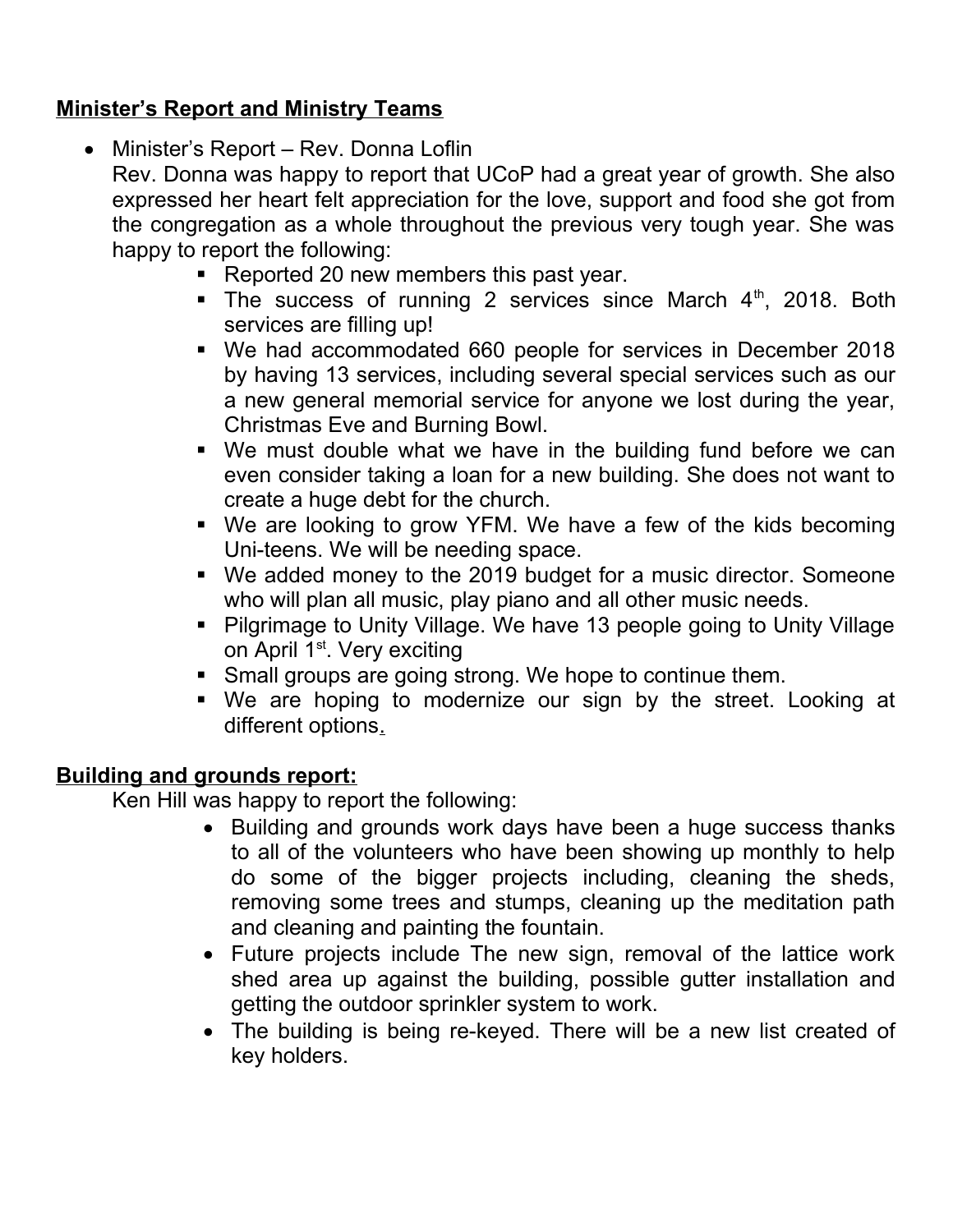**<u>Minister's Report and Ministry Teams</u>**

- Minister's Report – Rev. Donna Loflin
  Rev. Donna was happy to report that UCoP had a great year of growth. She also expressed her heart felt appreciation for the love, support and food she got from the congregation as a whole throughout the previous very tough year. She was happy to report the following:
    - Reported 20 new members this past year.
    - The success of running 2 services since March 4th, 2018. Both services are filling up!
    - We had accommodated 660 people for services in December 2018 by having 13 services, including several special services such as our a new general memorial service for anyone we lost during the year, Christmas Eve and Burning Bowl.
    - We must double what we have in the building fund before we can even consider taking a loan for a new building. She does not want to create a huge debt for the church.
    - We are looking to grow YFM. We have a few of the kids becoming Uni-teens. We will be needing space.
    - We added money to the 2019 budget for a music director. Someone who will plan all music, play piano and all other music needs.
    - Pilgrimage to Unity Village. We have 13 people going to Unity Village on April 1st. Very exciting
    - Small groups are going strong. We hope to continue them.
    - We are hoping to modernize our sign by the street. Looking at different options.

**<u>Building and grounds report:</u>**

Ken Hill was happy to report the following:

- Building and grounds work days have been a huge success thanks to all of the volunteers who have been showing up monthly to help do some of the bigger projects including, cleaning the sheds, removing some trees and stumps, cleaning up the meditation path and cleaning and painting the fountain.
- Future projects include The new sign, removal of the lattice work shed area up against the building, possible gutter installation and getting the outdoor sprinkler system to work.
- The building is being re-keyed. There will be a new list created of key holders.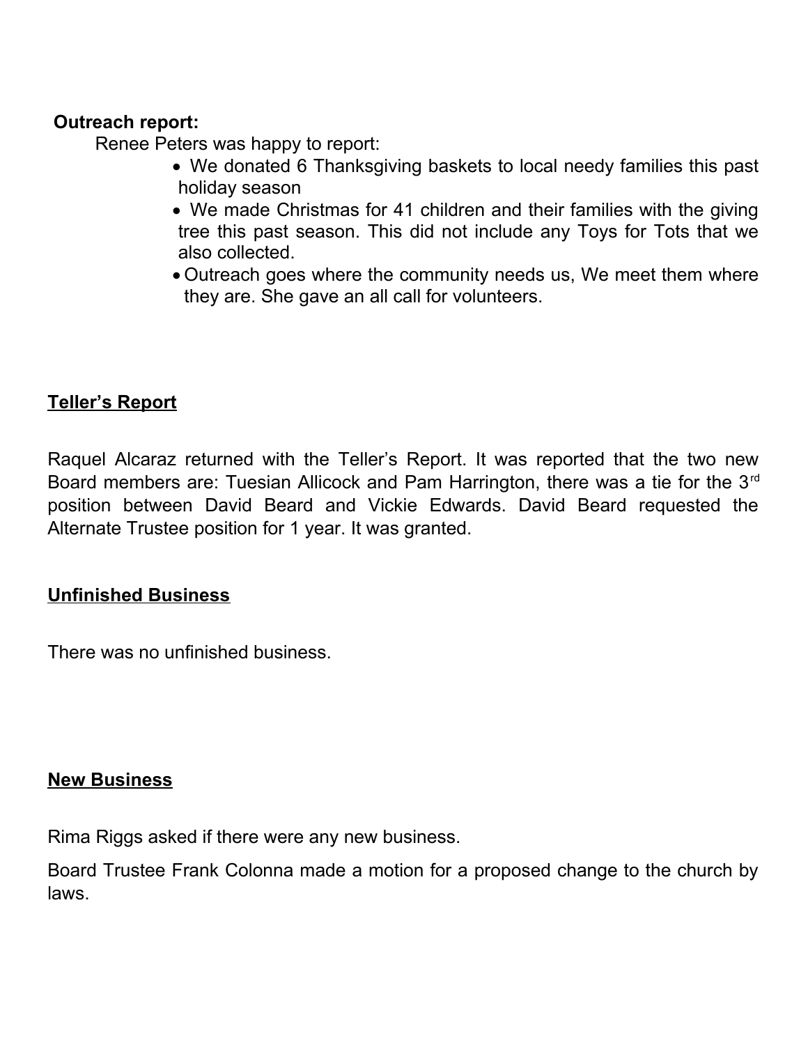**Outreach report:**

Renee Peters was happy to report:

- We donated 6 Thanksgiving baskets to local needy families this past holiday season
- We made Christmas for 41 children and their families with the giving tree this past season. This did not include any Toys for Tots that we also collected.
- Outreach goes where the community needs us, We meet them where they are. She gave an all call for volunteers.

**<u>Teller's Report</u>**

Raquel Alcaraz returned with the Teller's Report. It was reported that the two new Board members are: Tuesian Allicock and Pam Harrington, there was a tie for the 3rd position between David Beard and Vickie Edwards. David Beard requested the Alternate Trustee position for 1 year. It was granted.

**<u>Unfinished Business</u>**

There was no unfinished business.

**<u>New Business</u>**

Rima Riggs asked if there were any new business.

Board Trustee Frank Colonna made a motion for a proposed change to the church by laws.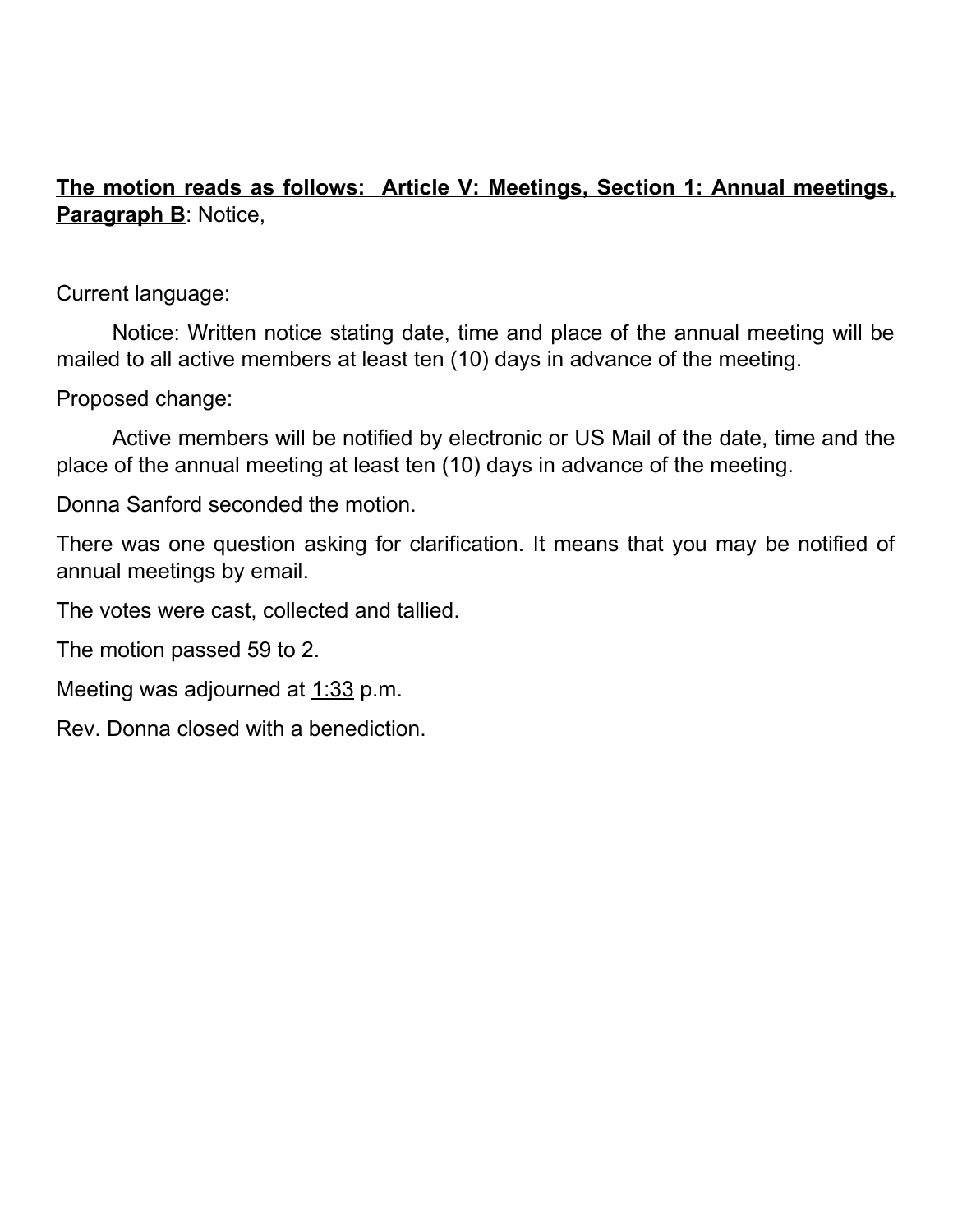**The motion reads as follows: Article V: Meetings, Section 1: Annual meetings, Paragraph B**: Notice,

Current language:

Notice: Written notice stating date, time and place of the annual meeting will be mailed to all active members at least ten (10) days in advance of the meeting.

Proposed change:

Active members will be notified by electronic or US Mail of the date, time and the place of the annual meeting at least ten (10) days in advance of the meeting.

Donna Sanford seconded the motion.

There was one question asking for clarification. It means that you may be notified of annual meetings by email.

The votes were cast, collected and tallied.

The motion passed 59 to 2.

Meeting was adjourned at 1:33 p.m.

Rev. Donna closed with a benediction.